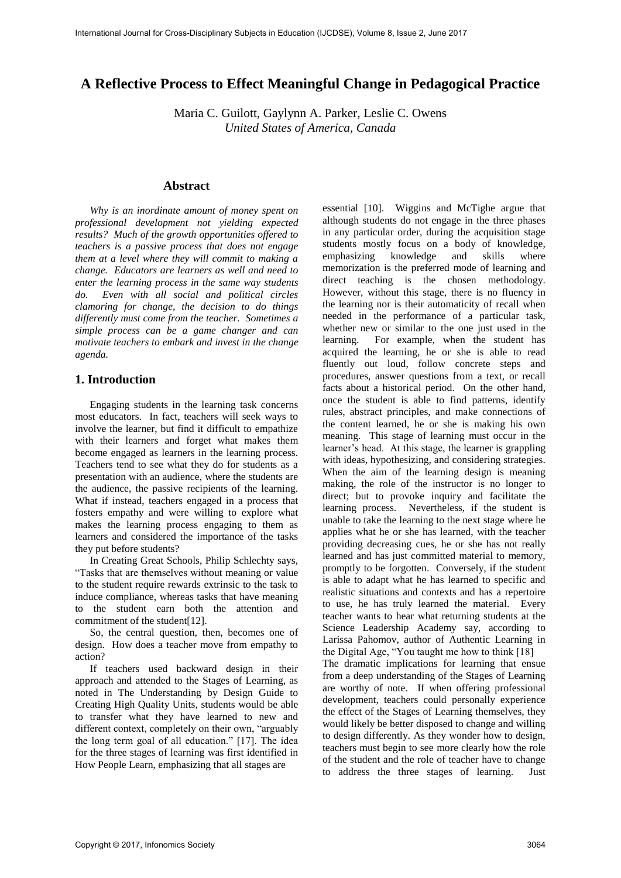# A Reflective Process to Effect Meaningful Change in Pedagogical Practice

Maria C. Guilott, Gaylynn A. Parker, Leslie C. Owens
*United States of America, Canada*

## Abstract

*Why is an inordinate amount of money spent on professional development not yielding expected results? Much of the growth opportunities offered to teachers is a passive process that does not engage them at a level where they will commit to making a change. Educators are learners as well and need to enter the learning process in the same way students do. Even with all social and political circles clamoring for change, the decision to do things differently must come from the teacher. Sometimes a simple process can be a game changer and can motivate teachers to embark and invest in the change agenda.*

## 1. Introduction

Engaging students in the learning task concerns most educators. In fact, teachers will seek ways to involve the learner, but find it difficult to empathize with their learners and forget what makes them become engaged as learners in the learning process. Teachers tend to see what they do for students as a presentation with an audience, where the students are the audience, the passive recipients of the learning. What if instead, teachers engaged in a process that fosters empathy and were willing to explore what makes the learning process engaging to them as learners and considered the importance of the tasks they put before students?

In Creating Great Schools, Philip Schlechty says, "Tasks that are themselves without meaning or value to the student require rewards extrinsic to the task to induce compliance, whereas tasks that have meaning to the student earn both the attention and commitment of the student[12].

So, the central question, then, becomes one of design. How does a teacher move from empathy to action?

If teachers used backward design in their approach and attended to the Stages of Learning, as noted in The Understanding by Design Guide to Creating High Quality Units, students would be able to transfer what they have learned to new and different context, completely on their own, "arguably the long term goal of all education." [17]. The idea for the three stages of learning was first identified in How People Learn, emphasizing that all stages are essential [10]. Wiggins and McTighe argue that although students do not engage in the three phases in any particular order, during the acquisition stage students mostly focus on a body of knowledge, emphasizing knowledge and skills where memorization is the preferred mode of learning and direct teaching is the chosen methodology. However, without this stage, there is no fluency in the learning nor is their automaticity of recall when needed in the performance of a particular task, whether new or similar to the one just used in the learning. For example, when the student has acquired the learning, he or she is able to read fluently out loud, follow concrete steps and procedures, answer questions from a text, or recall facts about a historical period. On the other hand, once the student is able to find patterns, identify rules, abstract principles, and make connections of the content learned, he or she is making his own meaning. This stage of learning must occur in the learner's head. At this stage, the learner is grappling with ideas, hypothesizing, and considering strategies. When the aim of the learning design is meaning making, the role of the instructor is no longer to direct; but to provoke inquiry and facilitate the learning process. Nevertheless, if the student is unable to take the learning to the next stage where he applies what he or she has learned, with the teacher providing decreasing cues, he or she has not really learned and has just committed material to memory, promptly to be forgotten. Conversely, if the student is able to adapt what he has learned to specific and realistic situations and contexts and has a repertoire to use, he has truly learned the material. Every teacher wants to hear what returning students at the Science Leadership Academy say, according to Larissa Pahomov, author of Authentic Learning in the Digital Age, "You taught me how to think [18]

The dramatic implications for learning that ensue from a deep understanding of the Stages of Learning are worthy of note. If when offering professional development, teachers could personally experience the effect of the Stages of Learning themselves, they would likely be better disposed to change and willing to design differently. As they wonder how to design, teachers must begin to see more clearly how the role of the student and the role of teacher have to change to address the three stages of learning. Just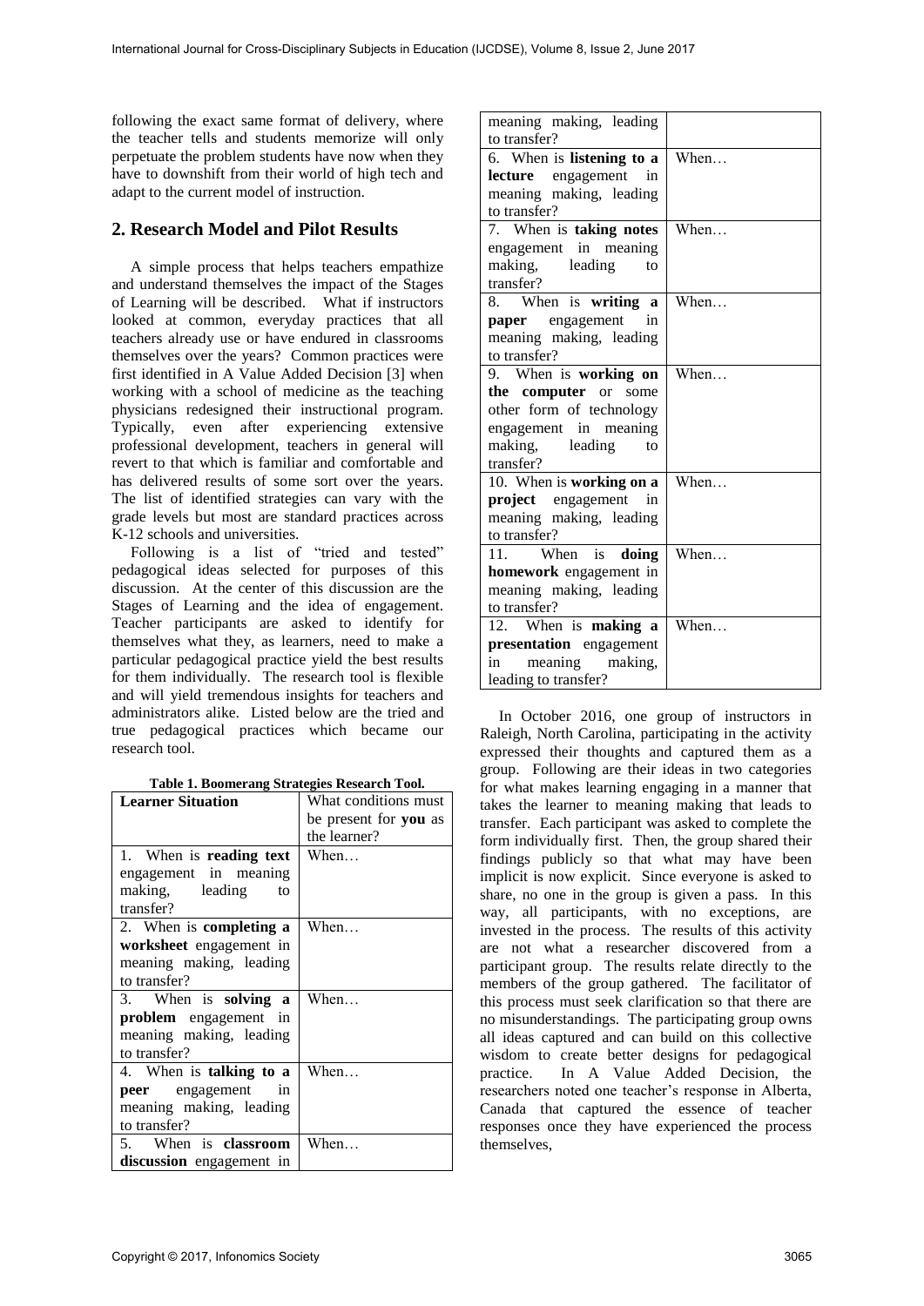following the exact same format of delivery, where the teacher tells and students memorize will only perpetuate the problem students have now when they have to downshift from their world of high tech and adapt to the current model of instruction.

## 2. Research Model and Pilot Results

A simple process that helps teachers empathize and understand themselves the impact of the Stages of Learning will be described. What if instructors looked at common, everyday practices that all teachers already use or have endured in classrooms themselves over the years? Common practices were first identified in A Value Added Decision [3] when working with a school of medicine as the teaching physicians redesigned their instructional program. Typically, even after experiencing extensive professional development, teachers in general will revert to that which is familiar and comfortable and has delivered results of some sort over the years. The list of identified strategies can vary with the grade levels but most are standard practices across K-12 schools and universities.

Following is a list of "tried and tested" pedagogical ideas selected for purposes of this discussion. At the center of this discussion are the Stages of Learning and the idea of engagement. Teacher participants are asked to identify for themselves what they, as learners, need to make a particular pedagogical practice yield the best results for them individually. The research tool is flexible and will yield tremendous insights for teachers and administrators alike. Listed below are the tried and true pedagogical practices which became our research tool.

**Table 1. Boomerang Strategies Research Tool.**

| **Learner Situation** | What conditions must be present for **you** as the learner? |
|---|---|
| 1. When is **reading text** engagement in meaning making, leading to transfer? | When… |
| 2. When is **completing a worksheet** engagement in meaning making, leading to transfer? | When… |
| 3. When is **solving a problem** engagement in meaning making, leading to transfer? | When… |
| 4. When is **talking to a peer** engagement in meaning making, leading to transfer? | When… |
| 5. When is **classroom discussion** engagement in meaning making, leading to transfer? | |
| 6. When is **listening to a lecture** engagement in meaning making, leading to transfer? | When… |
| 7. When is **taking notes** engagement in meaning making, leading to transfer? | When… |
| 8. When is **writing a paper** engagement in meaning making, leading to transfer? | When… |
| 9. When is **working on the computer** or some other form of technology engagement in meaning making, leading to transfer? | When… |
| 10. When is **working on a project** engagement in meaning making, leading to transfer? | When… |
| 11. When is **doing homework** engagement in meaning making, leading to transfer? | When… |
| 12. When is **making a presentation** engagement in meaning making, leading to transfer? | When… |

In October 2016, one group of instructors in Raleigh, North Carolina, participating in the activity expressed their thoughts and captured them as a group. Following are their ideas in two categories for what makes learning engaging in a manner that takes the learner to meaning making that leads to transfer. Each participant was asked to complete the form individually first. Then, the group shared their findings publicly so that what may have been implicit is now explicit. Since everyone is asked to share, no one in the group is given a pass. In this way, all participants, with no exceptions, are invested in the process. The results of this activity are not what a researcher discovered from a participant group. The results relate directly to the members of the group gathered. The facilitator of this process must seek clarification so that there are no misunderstandings. The participating group owns all ideas captured and can build on this collective wisdom to create better designs for pedagogical practice. In A Value Added Decision, the researchers noted one teacher's response in Alberta, Canada that captured the essence of teacher responses once they have experienced the process themselves,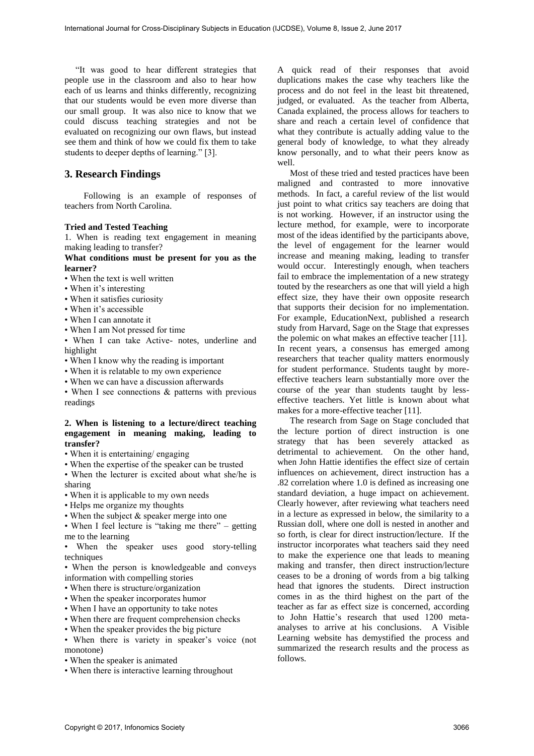"It was good to hear different strategies that people use in the classroom and also to hear how each of us learns and thinks differently, recognizing that our students would be even more diverse than our small group. It was also nice to know that we could discuss teaching strategies and not be evaluated on recognizing our own flaws, but instead see them and think of how we could fix them to take students to deeper depths of learning." [3].

## 3. Research Findings

Following is an example of responses of teachers from North Carolina.

**Tried and Tested Teaching**

1. When is reading text engagement in meaning making leading to transfer?

**What conditions must be present for you as the learner?**

- When the text is well written
- When it's interesting
- When it satisfies curiosity
- When it's accessible
- When I can annotate it
- When I am Not pressed for time
- When I can take Active- notes, underline and highlight
- When I know why the reading is important
- When it is relatable to my own experience
- When we can have a discussion afterwards
- When I see connections & patterns with previous readings

**2. When is listening to a lecture/direct teaching engagement in meaning making, leading to transfer?**

- When it is entertaining/ engaging
- When the expertise of the speaker can be trusted
- When the lecturer is excited about what she/he is sharing
- When it is applicable to my own needs
- Helps me organize my thoughts
- When the subject & speaker merge into one
- When I feel lecture is "taking me there" – getting me to the learning
- When the speaker uses good story-telling techniques
- When the person is knowledgeable and conveys information with compelling stories
- When there is structure/organization
- When the speaker incorporates humor
- When I have an opportunity to take notes
- When there are frequent comprehension checks
- When the speaker provides the big picture
- When there is variety in speaker's voice (not monotone)
- When the speaker is animated
- When there is interactive learning throughout

A quick read of their responses that avoid duplications makes the case why teachers like the process and do not feel in the least bit threatened, judged, or evaluated. As the teacher from Alberta, Canada explained, the process allows for teachers to share and reach a certain level of confidence that what they contribute is actually adding value to the general body of knowledge, to what they already know personally, and to what their peers know as well.

Most of these tried and tested practices have been maligned and contrasted to more innovative methods. In fact, a careful review of the list would just point to what critics say teachers are doing that is not working. However, if an instructor using the lecture method, for example, were to incorporate most of the ideas identified by the participants above, the level of engagement for the learner would increase and meaning making, leading to transfer would occur. Interestingly enough, when teachers fail to embrace the implementation of a new strategy touted by the researchers as one that will yield a high effect size, they have their own opposite research that supports their decision for no implementation. For example, EducationNext, published a research study from Harvard, Sage on the Stage that expresses the polemic on what makes an effective teacher [11]. In recent years, a consensus has emerged among researchers that teacher quality matters enormously for student performance. Students taught by more-effective teachers learn substantially more over the course of the year than students taught by less-effective teachers. Yet little is known about what makes for a more-effective teacher [11].

The research from Sage on Stage concluded that the lecture portion of direct instruction is one strategy that has been severely attacked as detrimental to achievement. On the other hand, when John Hattie identifies the effect size of certain influences on achievement, direct instruction has a .82 correlation where 1.0 is defined as increasing one standard deviation, a huge impact on achievement. Clearly however, after reviewing what teachers need in a lecture as expressed in below, the similarity to a Russian doll, where one doll is nested in another and so forth, is clear for direct instruction/lecture. If the instructor incorporates what teachers said they need to make the experience one that leads to meaning making and transfer, then direct instruction/lecture ceases to be a droning of words from a big talking head that ignores the students. Direct instruction comes in as the third highest on the part of the teacher as far as effect size is concerned, according to John Hattie's research that used 1200 meta-analyses to arrive at his conclusions. A Visible Learning website has demystified the process and summarized the research results and the process as follows.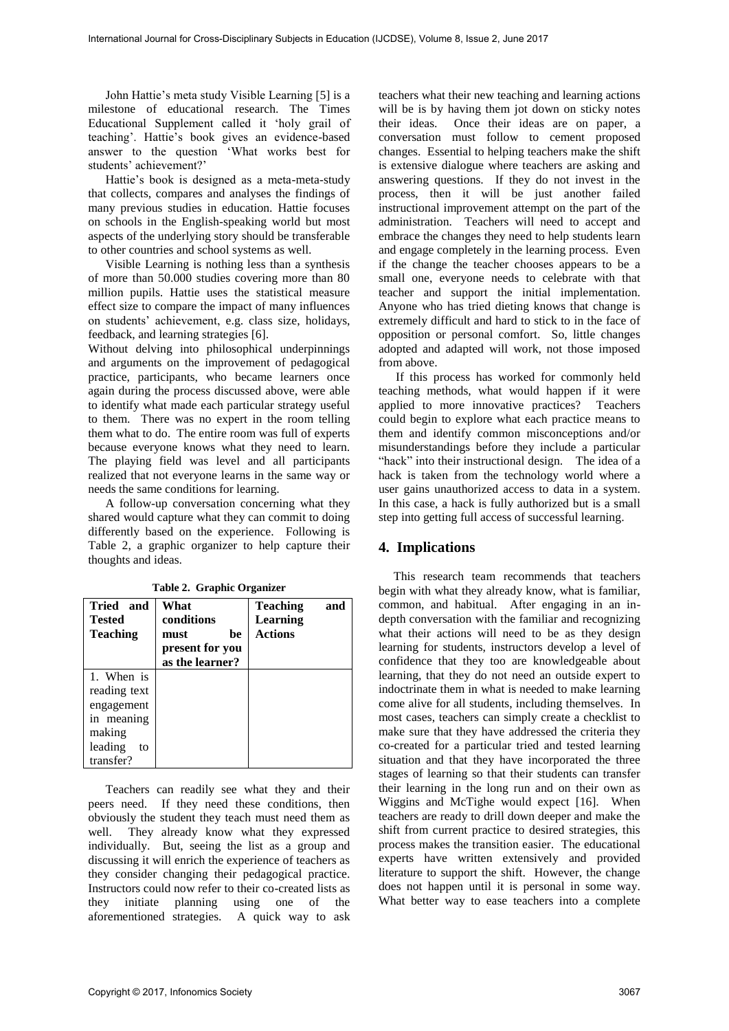John Hattie's meta study Visible Learning [5] is a milestone of educational research. The Times Educational Supplement called it 'holy grail of teaching'. Hattie's book gives an evidence-based answer to the question 'What works best for students' achievement?'

Hattie's book is designed as a meta-meta-study that collects, compares and analyses the findings of many previous studies in education. Hattie focuses on schools in the English-speaking world but most aspects of the underlying story should be transferable to other countries and school systems as well.

Visible Learning is nothing less than a synthesis of more than 50.000 studies covering more than 80 million pupils. Hattie uses the statistical measure effect size to compare the impact of many influences on students' achievement, e.g. class size, holidays, feedback, and learning strategies [6].

Without delving into philosophical underpinnings and arguments on the improvement of pedagogical practice, participants, who became learners once again during the process discussed above, were able to identify what made each particular strategy useful to them. There was no expert in the room telling them what to do. The entire room was full of experts because everyone knows what they need to learn. The playing field was level and all participants realized that not everyone learns in the same way or needs the same conditions for learning.

A follow-up conversation concerning what they shared would capture what they can commit to doing differently based on the experience. Following is Table 2, a graphic organizer to help capture their thoughts and ideas.

**Table 2. Graphic Organizer**

| Tried and Tested Teaching | What conditions must be present for you as the learner? | Teaching and Learning Actions |
|---|---|---|
| 1. When is reading text engagement in meaning making leading to transfer? | | |

Teachers can readily see what they and their peers need. If they need these conditions, then obviously the student they teach must need them as well. They already know what they expressed individually. But, seeing the list as a group and discussing it will enrich the experience of teachers as they consider changing their pedagogical practice. Instructors could now refer to their co-created lists as they initiate planning using one of the aforementioned strategies. A quick way to ask teachers what their new teaching and learning actions will be is by having them jot down on sticky notes their ideas. Once their ideas are on paper, a conversation must follow to cement proposed changes. Essential to helping teachers make the shift is extensive dialogue where teachers are asking and answering questions. If they do not invest in the process, then it will be just another failed instructional improvement attempt on the part of the administration. Teachers will need to accept and embrace the changes they need to help students learn and engage completely in the learning process. Even if the change the teacher chooses appears to be a small one, everyone needs to celebrate with that teacher and support the initial implementation. Anyone who has tried dieting knows that change is extremely difficult and hard to stick to in the face of opposition or personal comfort. So, little changes adopted and adapted will work, not those imposed from above.

If this process has worked for commonly held teaching methods, what would happen if it were applied to more innovative practices? Teachers could begin to explore what each practice means to them and identify common misconceptions and/or misunderstandings before they include a particular "hack" into their instructional design. The idea of a hack is taken from the technology world where a user gains unauthorized access to data in a system. In this case, a hack is fully authorized but is a small step into getting full access of successful learning.

## 4. Implications

This research team recommends that teachers begin with what they already know, what is familiar, common, and habitual. After engaging in an in-depth conversation with the familiar and recognizing what their actions will need to be as they design learning for students, instructors develop a level of confidence that they too are knowledgeable about learning, that they do not need an outside expert to indoctrinate them in what is needed to make learning come alive for all students, including themselves. In most cases, teachers can simply create a checklist to make sure that they have addressed the criteria they co-created for a particular tried and tested learning situation and that they have incorporated the three stages of learning so that their students can transfer their learning in the long run and on their own as Wiggins and McTighe would expect [16]. When teachers are ready to drill down deeper and make the shift from current practice to desired strategies, this process makes the transition easier. The educational experts have written extensively and provided literature to support the shift. However, the change does not happen until it is personal in some way. What better way to ease teachers into a complete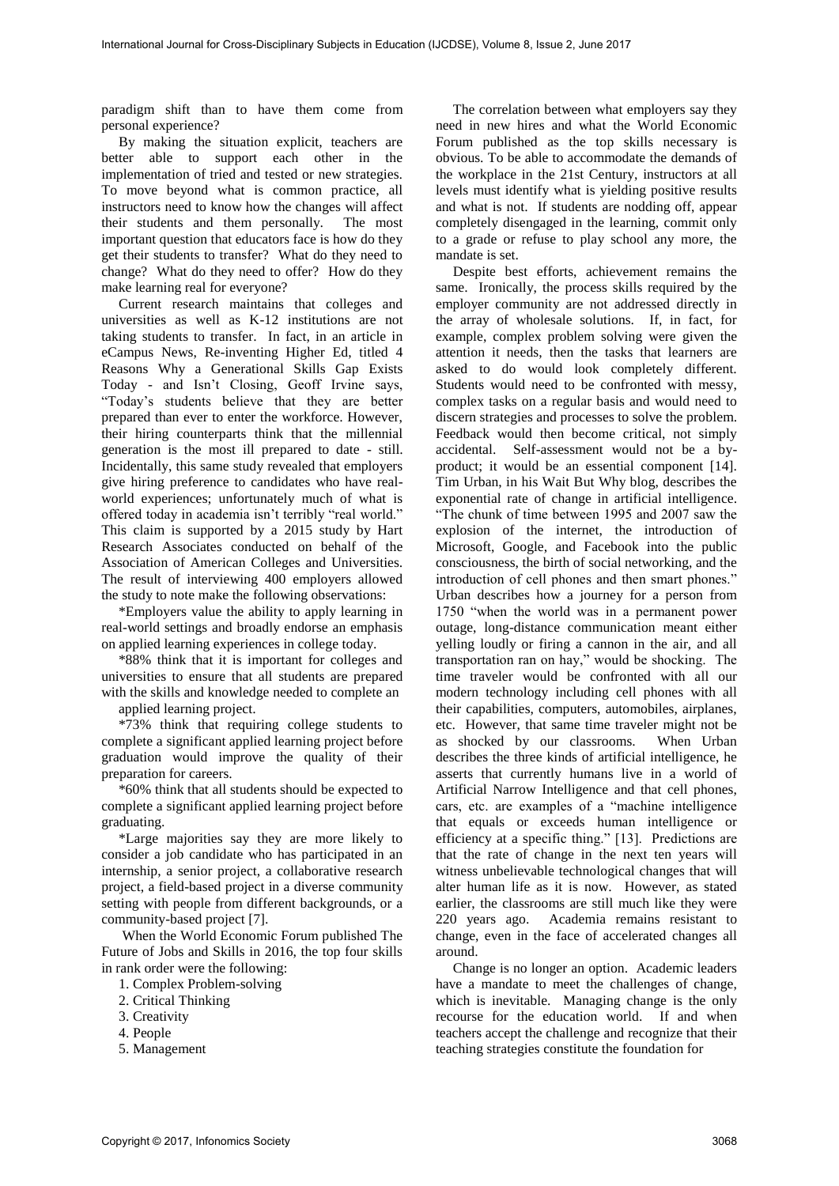paradigm shift than to have them come from personal experience?

By making the situation explicit, teachers are better able to support each other in the implementation of tried and tested or new strategies. To move beyond what is common practice, all instructors need to know how the changes will affect their students and them personally. The most important question that educators face is how do they get their students to transfer? What do they need to change? What do they need to offer? How do they make learning real for everyone?

Current research maintains that colleges and universities as well as K-12 institutions are not taking students to transfer. In fact, in an article in eCampus News, Re-inventing Higher Ed, titled 4 Reasons Why a Generational Skills Gap Exists Today - and Isn't Closing, Geoff Irvine says, "Today's students believe that they are better prepared than ever to enter the workforce. However, their hiring counterparts think that the millennial generation is the most ill prepared to date - still. Incidentally, this same study revealed that employers give hiring preference to candidates who have real-world experiences; unfortunately much of what is offered today in academia isn't terribly "real world." This claim is supported by a 2015 study by Hart Research Associates conducted on behalf of the Association of American Colleges and Universities. The result of interviewing 400 employers allowed the study to note make the following observations:

*Employers value the ability to apply learning in real-world settings and broadly endorse an emphasis on applied learning experiences in college today.

*88% think that it is important for colleges and universities to ensure that all students are prepared with the skills and knowledge needed to complete an applied learning project.

*73% think that requiring college students to complete a significant applied learning project before graduation would improve the quality of their preparation for careers.

*60% think that all students should be expected to complete a significant applied learning project before graduating.

*Large majorities say they are more likely to consider a job candidate who has participated in an internship, a senior project, a collaborative research project, a field-based project in a diverse community setting with people from different backgrounds, or a community-based project [7].

When the World Economic Forum published The Future of Jobs and Skills in 2016, the top four skills in rank order were the following:

1. Complex Problem-solving
2. Critical Thinking
3. Creativity
4. People
5. Management

The correlation between what employers say they need in new hires and what the World Economic Forum published as the top skills necessary is obvious. To be able to accommodate the demands of the workplace in the 21st Century, instructors at all levels must identify what is yielding positive results and what is not. If students are nodding off, appear completely disengaged in the learning, commit only to a grade or refuse to play school any more, the mandate is set.

Despite best efforts, achievement remains the same. Ironically, the process skills required by the employer community are not addressed directly in the array of wholesale solutions. If, in fact, for example, complex problem solving were given the attention it needs, then the tasks that learners are asked to do would look completely different. Students would need to be confronted with messy, complex tasks on a regular basis and would need to discern strategies and processes to solve the problem. Feedback would then become critical, not simply accidental. Self-assessment would not be a by-product; it would be an essential component [14]. Tim Urban, in his Wait But Why blog, describes the exponential rate of change in artificial intelligence. "The chunk of time between 1995 and 2007 saw the explosion of the internet, the introduction of Microsoft, Google, and Facebook into the public consciousness, the birth of social networking, and the introduction of cell phones and then smart phones." Urban describes how a journey for a person from 1750 "when the world was in a permanent power outage, long-distance communication meant either yelling loudly or firing a cannon in the air, and all transportation ran on hay," would be shocking. The time traveler would be confronted with all our modern technology including cell phones with all their capabilities, computers, automobiles, airplanes, etc. However, that same time traveler might not be as shocked by our classrooms. When Urban describes the three kinds of artificial intelligence, he asserts that currently humans live in a world of Artificial Narrow Intelligence and that cell phones, cars, etc. are examples of a "machine intelligence that equals or exceeds human intelligence or efficiency at a specific thing." [13]. Predictions are that the rate of change in the next ten years will witness unbelievable technological changes that will alter human life as it is now. However, as stated earlier, the classrooms are still much like they were 220 years ago. Academia remains resistant to change, even in the face of accelerated changes all around.

Change is no longer an option. Academic leaders have a mandate to meet the challenges of change, which is inevitable. Managing change is the only recourse for the education world. If and when teachers accept the challenge and recognize that their teaching strategies constitute the foundation for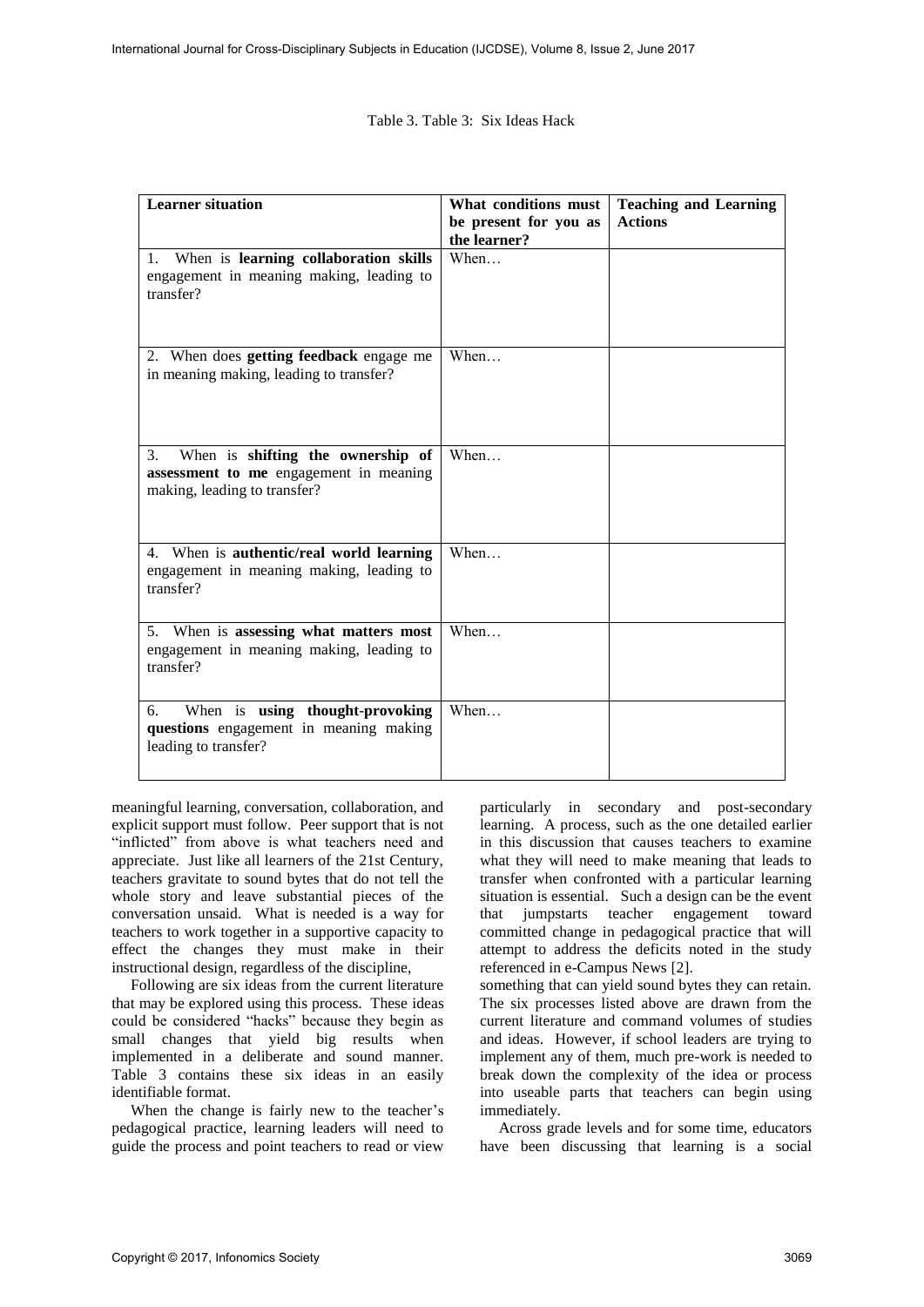Table 3. Table 3: Six Ideas Hack

| Learner situation | What conditions must be present for you as the learner? | Teaching and Learning Actions |
|---|---|---|
| 1. When is **learning collaboration skills** engagement in meaning making, leading to transfer? | When… | |
| 2. When does **getting feedback** engage me in meaning making, leading to transfer? | When… | |
| 3. When is **shifting the ownership of assessment to me** engagement in meaning making, leading to transfer? | When… | |
| 4. When is **authentic/real world learning** engagement in meaning making, leading to transfer? | When… | |
| 5. When is **assessing what matters most** engagement in meaning making, leading to transfer? | When… | |
| 6. When is **using thought-provoking questions** engagement in meaning making leading to transfer? | When… | |

meaningful learning, conversation, collaboration, and explicit support must follow. Peer support that is not "inflicted" from above is what teachers need and appreciate. Just like all learners of the 21st Century, teachers gravitate to sound bytes that do not tell the whole story and leave substantial pieces of the conversation unsaid. What is needed is a way for teachers to work together in a supportive capacity to effect the changes they must make in their instructional design, regardless of the discipline,

Following are six ideas from the current literature that may be explored using this process. These ideas could be considered "hacks" because they begin as small changes that yield big results when implemented in a deliberate and sound manner. Table 3 contains these six ideas in an easily identifiable format.

When the change is fairly new to the teacher's pedagogical practice, learning leaders will need to guide the process and point teachers to read or view something that can yield sound bytes they can retain. The six processes listed above are drawn from the current literature and command volumes of studies and ideas. However, if school leaders are trying to implement any of them, much pre-work is needed to break down the complexity of the idea or process into useable parts that teachers can begin using immediately.

particularly in secondary and post-secondary learning. A process, such as the one detailed earlier in this discussion that causes teachers to examine what they will need to make meaning that leads to transfer when confronted with a particular learning situation is essential. Such a design can be the event that jumpstarts teacher engagement toward committed change in pedagogical practice that will attempt to address the deficits noted in the study referenced in e-Campus News [2].

Across grade levels and for some time, educators have been discussing that learning is a social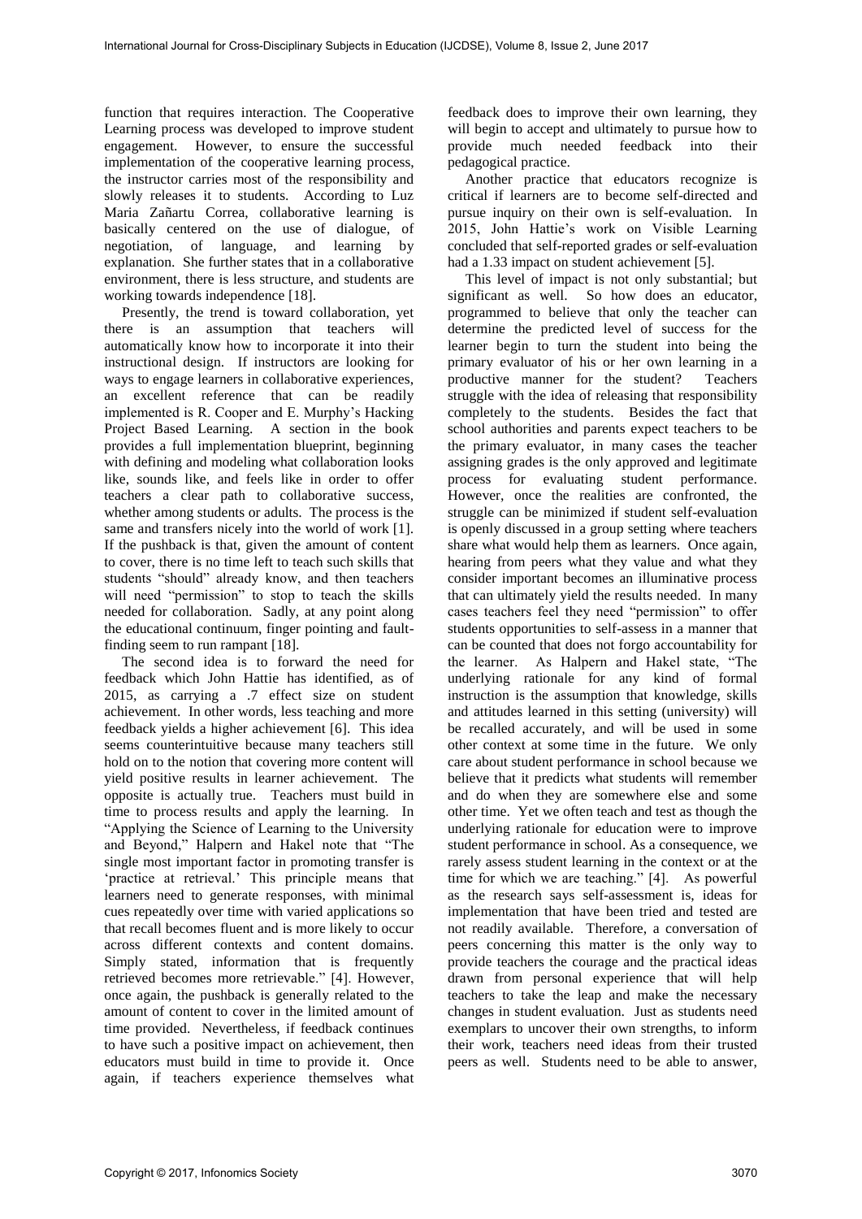function that requires interaction. The Cooperative Learning process was developed to improve student engagement. However, to ensure the successful implementation of the cooperative learning process, the instructor carries most of the responsibility and slowly releases it to students. According to Luz Maria Zañartu Correa, collaborative learning is basically centered on the use of dialogue, of negotiation, of language, and learning by explanation. She further states that in a collaborative environment, there is less structure, and students are working towards independence [18].

Presently, the trend is toward collaboration, yet there is an assumption that teachers will automatically know how to incorporate it into their instructional design. If instructors are looking for ways to engage learners in collaborative experiences, an excellent reference that can be readily implemented is R. Cooper and E. Murphy's Hacking Project Based Learning. A section in the book provides a full implementation blueprint, beginning with defining and modeling what collaboration looks like, sounds like, and feels like in order to offer teachers a clear path to collaborative success, whether among students or adults. The process is the same and transfers nicely into the world of work [1]. If the pushback is that, given the amount of content to cover, there is no time left to teach such skills that students "should" already know, and then teachers will need "permission" to stop to teach the skills needed for collaboration. Sadly, at any point along the educational continuum, finger pointing and fault-finding seem to run rampant [18].

The second idea is to forward the need for feedback which John Hattie has identified, as of 2015, as carrying a .7 effect size on student achievement. In other words, less teaching and more feedback yields a higher achievement [6]. This idea seems counterintuitive because many teachers still hold on to the notion that covering more content will yield positive results in learner achievement. The opposite is actually true. Teachers must build in time to process results and apply the learning. In "Applying the Science of Learning to the University and Beyond," Halpern and Hakel note that "The single most important factor in promoting transfer is 'practice at retrieval.' This principle means that learners need to generate responses, with minimal cues repeatedly over time with varied applications so that recall becomes fluent and is more likely to occur across different contexts and content domains. Simply stated, information that is frequently retrieved becomes more retrievable." [4]. However, once again, the pushback is generally related to the amount of content to cover in the limited amount of time provided. Nevertheless, if feedback continues to have such a positive impact on achievement, then educators must build in time to provide it. Once again, if teachers experience themselves what feedback does to improve their own learning, they will begin to accept and ultimately to pursue how to provide much needed feedback into their pedagogical practice.

Another practice that educators recognize is critical if learners are to become self-directed and pursue inquiry on their own is self-evaluation. In 2015, John Hattie's work on Visible Learning concluded that self-reported grades or self-evaluation had a 1.33 impact on student achievement [5].

This level of impact is not only substantial; but significant as well. So how does an educator, programmed to believe that only the teacher can determine the predicted level of success for the learner begin to turn the student into being the primary evaluator of his or her own learning in a productive manner for the student? Teachers struggle with the idea of releasing that responsibility completely to the students. Besides the fact that school authorities and parents expect teachers to be the primary evaluator, in many cases the teacher assigning grades is the only approved and legitimate process for evaluating student performance. However, once the realities are confronted, the struggle can be minimized if student self-evaluation is openly discussed in a group setting where teachers share what would help them as learners. Once again, hearing from peers what they value and what they consider important becomes an illuminative process that can ultimately yield the results needed. In many cases teachers feel they need "permission" to offer students opportunities to self-assess in a manner that can be counted that does not forgo accountability for the learner. As Halpern and Hakel state, "The underlying rationale for any kind of formal instruction is the assumption that knowledge, skills and attitudes learned in this setting (university) will be recalled accurately, and will be used in some other context at some time in the future. We only care about student performance in school because we believe that it predicts what students will remember and do when they are somewhere else and some other time. Yet we often teach and test as though the underlying rationale for education were to improve student performance in school. As a consequence, we rarely assess student learning in the context or at the time for which we are teaching." [4]. As powerful as the research says self-assessment is, ideas for implementation that have been tried and tested are not readily available. Therefore, a conversation of peers concerning this matter is the only way to provide teachers the courage and the practical ideas drawn from personal experience that will help teachers to take the leap and make the necessary changes in student evaluation. Just as students need exemplars to uncover their own strengths, to inform their work, teachers need ideas from their trusted peers as well. Students need to be able to answer,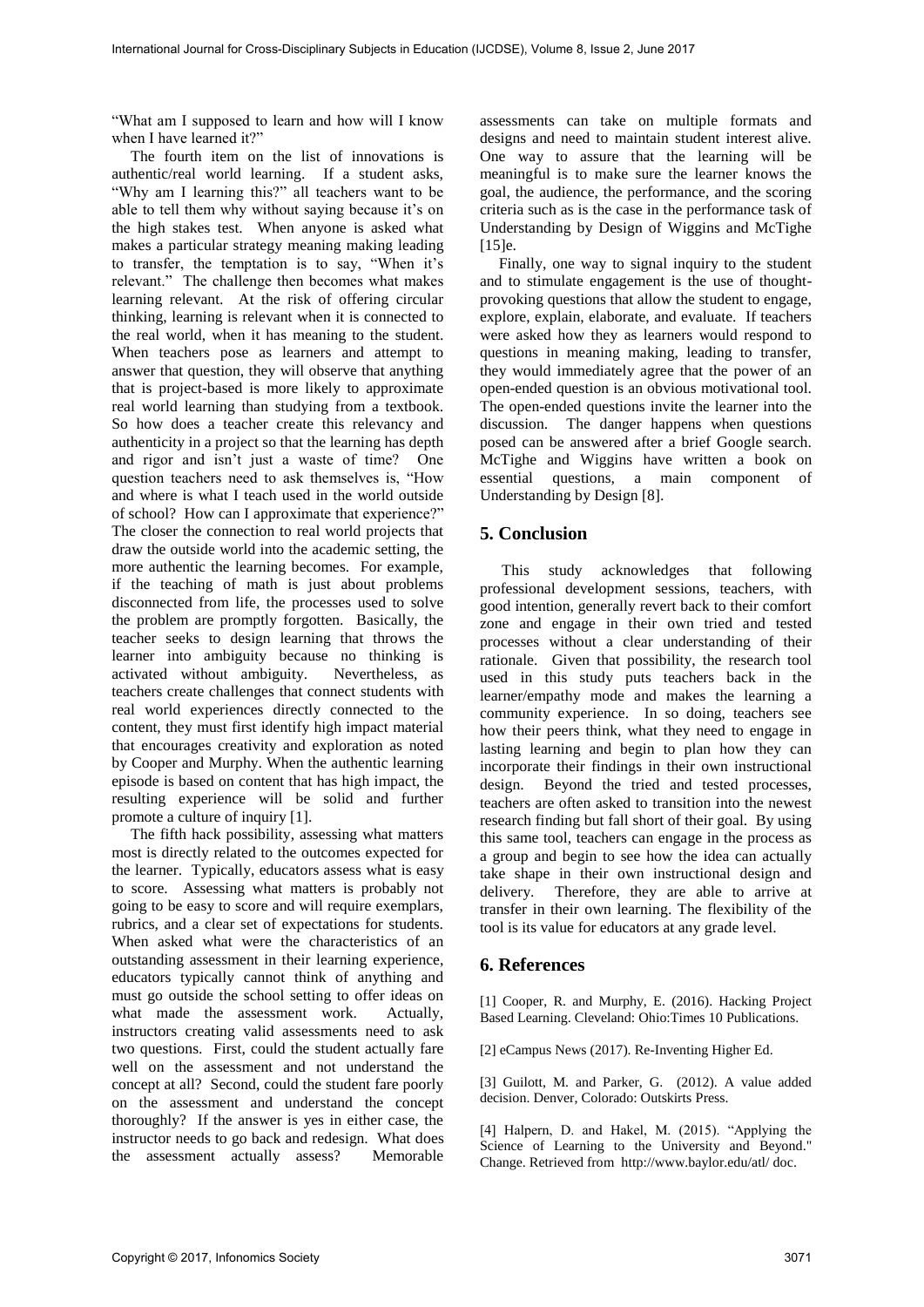"What am I supposed to learn and how will I know when I have learned it?"

The fourth item on the list of innovations is authentic/real world learning. If a student asks, "Why am I learning this?" all teachers want to be able to tell them why without saying because it's on the high stakes test. When anyone is asked what makes a particular strategy meaning making leading to transfer, the temptation is to say, "When it's relevant." The challenge then becomes what makes learning relevant. At the risk of offering circular thinking, learning is relevant when it is connected to the real world, when it has meaning to the student. When teachers pose as learners and attempt to answer that question, they will observe that anything that is project-based is more likely to approximate real world learning than studying from a textbook. So how does a teacher create this relevancy and authenticity in a project so that the learning has depth and rigor and isn't just a waste of time? One question teachers need to ask themselves is, "How and where is what I teach used in the world outside of school? How can I approximate that experience?" The closer the connection to real world projects that draw the outside world into the academic setting, the more authentic the learning becomes. For example, if the teaching of math is just about problems disconnected from life, the processes used to solve the problem are promptly forgotten. Basically, the teacher seeks to design learning that throws the learner into ambiguity because no thinking is activated without ambiguity. Nevertheless, as teachers create challenges that connect students with real world experiences directly connected to the content, they must first identify high impact material that encourages creativity and exploration as noted by Cooper and Murphy. When the authentic learning episode is based on content that has high impact, the resulting experience will be solid and further promote a culture of inquiry [1].

The fifth hack possibility, assessing what matters most is directly related to the outcomes expected for the learner. Typically, educators assess what is easy to score. Assessing what matters is probably not going to be easy to score and will require exemplars, rubrics, and a clear set of expectations for students. When asked what were the characteristics of an outstanding assessment in their learning experience, educators typically cannot think of anything and must go outside the school setting to offer ideas on what made the assessment work. Actually, instructors creating valid assessments need to ask two questions. First, could the student actually fare well on the assessment and not understand the concept at all? Second, could the student fare poorly on the assessment and understand the concept thoroughly? If the answer is yes in either case, the instructor needs to go back and redesign. What does the assessment actually assess? Memorable assessments can take on multiple formats and designs and need to maintain student interest alive. One way to assure that the learning will be meaningful is to make sure the learner knows the goal, the audience, the performance, and the scoring criteria such as is the case in the performance task of Understanding by Design of Wiggins and McTighe [15]e.

Finally, one way to signal inquiry to the student and to stimulate engagement is the use of thought-provoking questions that allow the student to engage, explore, explain, elaborate, and evaluate. If teachers were asked how they as learners would respond to questions in meaning making, leading to transfer, they would immediately agree that the power of an open-ended question is an obvious motivational tool. The open-ended questions invite the learner into the discussion. The danger happens when questions posed can be answered after a brief Google search. McTighe and Wiggins have written a book on essential questions, a main component of Understanding by Design [8].

## 5. Conclusion

This study acknowledges that following professional development sessions, teachers, with good intention, generally revert back to their comfort zone and engage in their own tried and tested processes without a clear understanding of their rationale. Given that possibility, the research tool used in this study puts teachers back in the learner/empathy mode and makes the learning a community experience. In so doing, teachers see how their peers think, what they need to engage in lasting learning and begin to plan how they can incorporate their findings in their own instructional design. Beyond the tried and tested processes, teachers are often asked to transition into the newest research finding but fall short of their goal. By using this same tool, teachers can engage in the process as a group and begin to see how the idea can actually take shape in their own instructional design and delivery. Therefore, they are able to arrive at transfer in their own learning. The flexibility of the tool is its value for educators at any grade level.

## 6. References

[1] Cooper, R. and Murphy, E. (2016). Hacking Project Based Learning. Cleveland: Ohio:Times 10 Publications.

[2] eCampus News (2017). Re-Inventing Higher Ed.

[3] Guilott, M. and Parker, G. (2012). A value added decision. Denver, Colorado: Outskirts Press.

[4] Halpern, D. and Hakel, M. (2015). "Applying the Science of Learning to the University and Beyond." Change. Retrieved from http://www.baylor.edu/atl/ doc.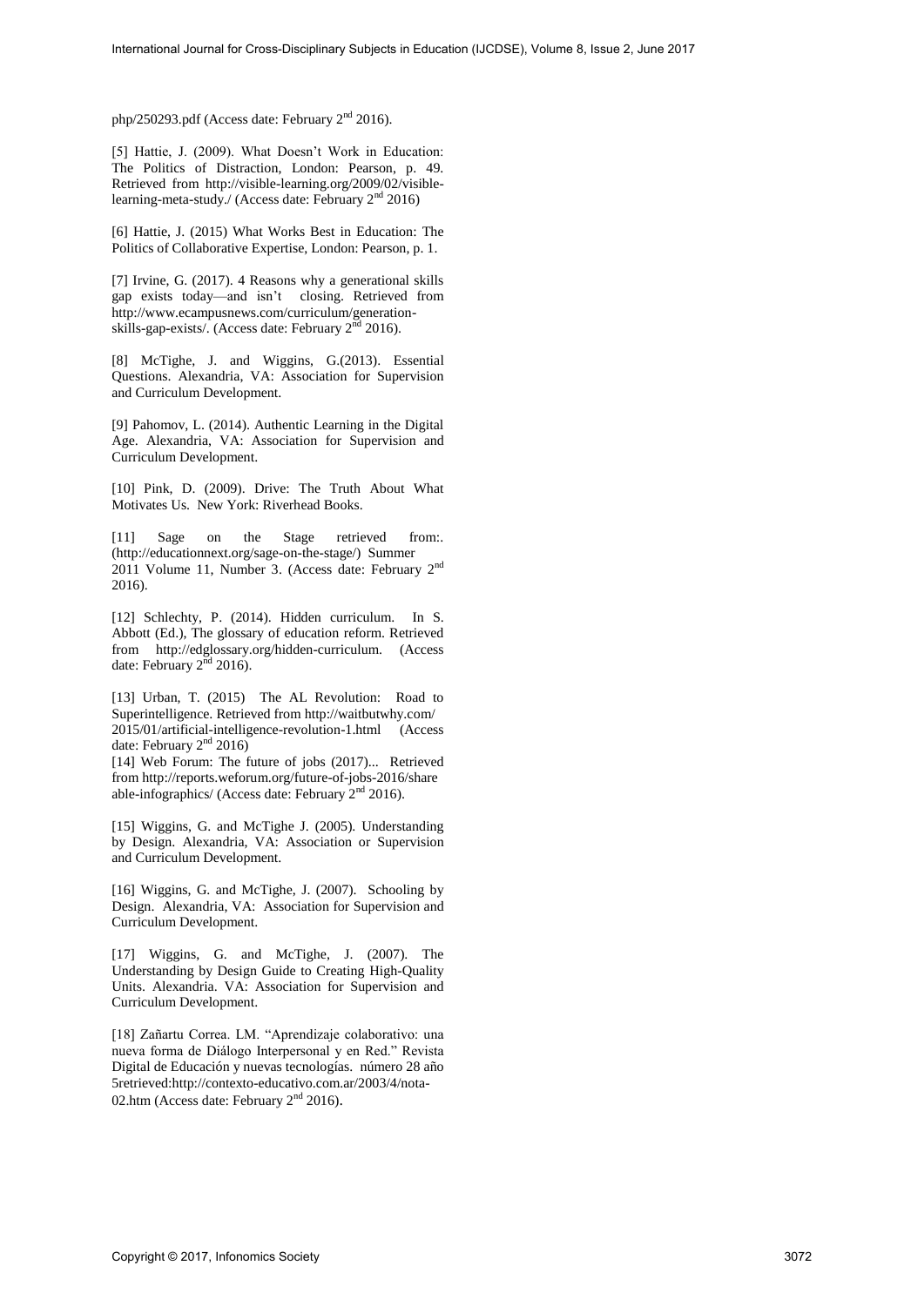php/250293.pdf (Access date: February 2nd 2016).

[5] Hattie, J. (2009). What Doesn't Work in Education: The Politics of Distraction, London: Pearson, p. 49. Retrieved from http://visible-learning.org/2009/02/visible-learning-meta-study./ (Access date: February 2nd 2016)

[6] Hattie, J. (2015) What Works Best in Education: The Politics of Collaborative Expertise, London: Pearson, p. 1.

[7] Irvine, G. (2017). 4 Reasons why a generational skills gap exists today—and isn't closing. Retrieved from http://www.ecampusnews.com/curriculum/generation-skills-gap-exists/. (Access date: February 2nd 2016).

[8] McTighe, J. and Wiggins, G.(2013). Essential Questions. Alexandria, VA: Association for Supervision and Curriculum Development.

[9] Pahomov, L. (2014). Authentic Learning in the Digital Age. Alexandria, VA: Association for Supervision and Curriculum Development.

[10] Pink, D. (2009). Drive: The Truth About What Motivates Us. New York: Riverhead Books.

[11] Sage on the Stage retrieved from:. (http://educationnext.org/sage-on-the-stage/) Summer 2011 Volume 11, Number 3. (Access date: February 2nd 2016).

[12] Schlechty, P. (2014). Hidden curriculum. In S. Abbott (Ed.), The glossary of education reform. Retrieved from http://edglossary.org/hidden-curriculum. (Access date: February 2nd 2016).

[13] Urban, T. (2015) The AL Revolution: Road to Superintelligence. Retrieved from http://waitbutwhy.com/2015/01/artificial-intelligence-revolution-1.html (Access date: February 2nd 2016)

[14] Web Forum: The future of jobs (2017)... Retrieved from http://reports.weforum.org/future-of-jobs-2016/shareable-infographics/ (Access date: February 2nd 2016).

[15] Wiggins, G. and McTighe J. (2005). Understanding by Design. Alexandria, VA: Association or Supervision and Curriculum Development.

[16] Wiggins, G. and McTighe, J. (2007). Schooling by Design. Alexandria, VA: Association for Supervision and Curriculum Development.

[17] Wiggins, G. and McTighe, J. (2007). The Understanding by Design Guide to Creating High-Quality Units. Alexandria. VA: Association for Supervision and Curriculum Development.

[18] Zañartu Correa. LM. "Aprendizaje colaborativo: una nueva forma de Diálogo Interpersonal y en Red." Revista Digital de Educación y nuevas tecnologías. número 28 año 5retrieved:http://contexto-educativo.com.ar/2003/4/nota-02.htm (Access date: February 2nd 2016).